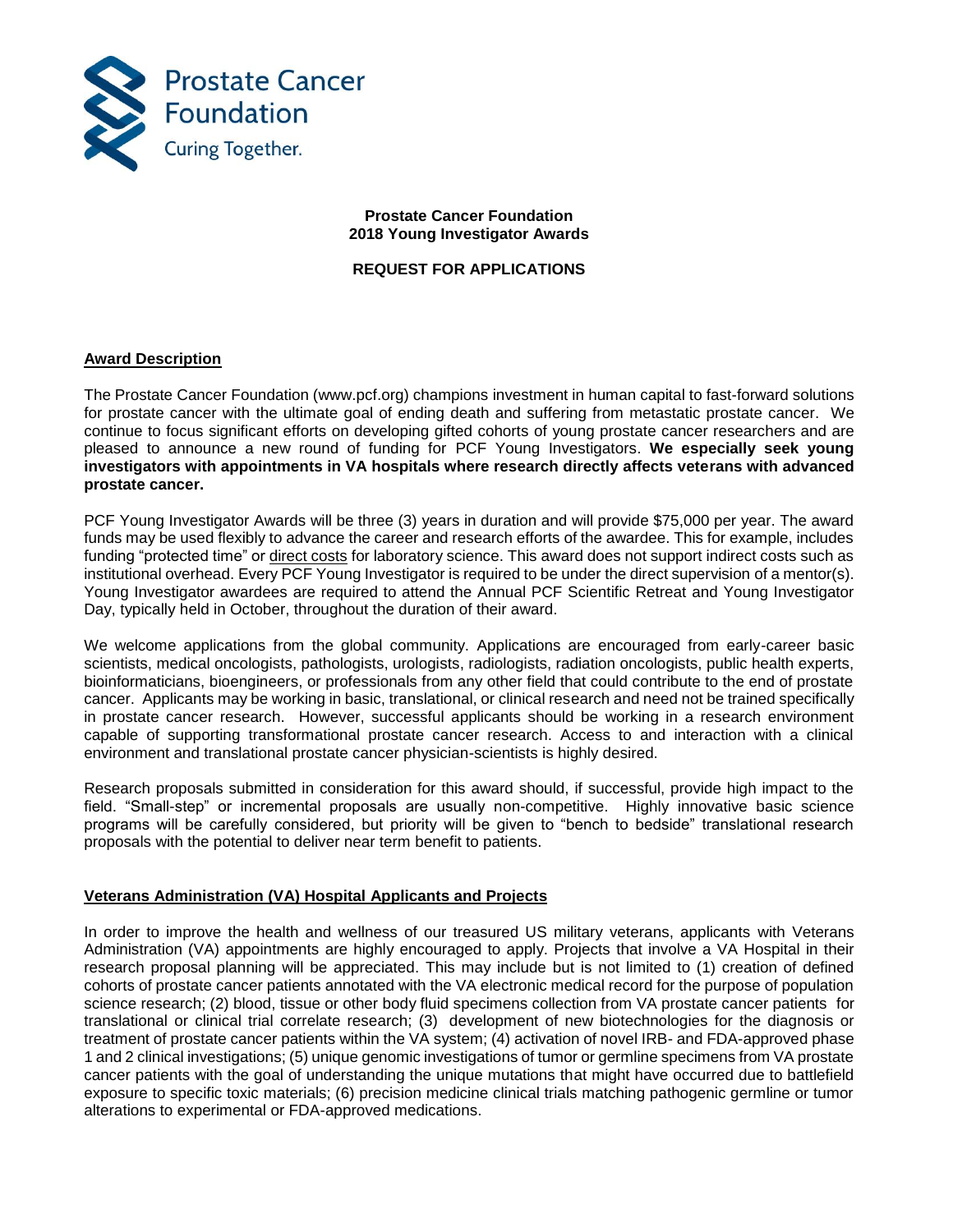Prostate Cancer Foundation

Curing Together.

**Prostate Cancer Foundation**
**2018 Young Investigator Awards**

**REQUEST FOR APPLICATIONS**

## Award Description

The Prostate Cancer Foundation (www.pcf.org) champions investment in human capital to fast-forward solutions for prostate cancer with the ultimate goal of ending death and suffering from metastatic prostate cancer. We continue to focus significant efforts on developing gifted cohorts of young prostate cancer researchers and are pleased to announce a new round of funding for PCF Young Investigators. **We especially seek young investigators with appointments in VA hospitals where research directly affects veterans with advanced prostate cancer.**

PCF Young Investigator Awards will be three (3) years in duration and will provide $75,000 per year. The award funds may be used flexibly to advance the career and research efforts of the awardee. This for example, includes funding "protected time" or direct costs for laboratory science. This award does not support indirect costs such as institutional overhead. Every PCF Young Investigator is required to be under the direct supervision of a mentor(s). Young Investigator awardees are required to attend the Annual PCF Scientific Retreat and Young Investigator Day, typically held in October, throughout the duration of their award.

We welcome applications from the global community. Applications are encouraged from early-career basic scientists, medical oncologists, pathologists, urologists, radiologists, radiation oncologists, public health experts, bioinformaticians, bioengineers, or professionals from any other field that could contribute to the end of prostate cancer. Applicants may be working in basic, translational, or clinical research and need not be trained specifically in prostate cancer research. However, successful applicants should be working in a research environment capable of supporting transformational prostate cancer research. Access to and interaction with a clinical environment and translational prostate cancer physician-scientists is highly desired.

Research proposals submitted in consideration for this award should, if successful, provide high impact to the field. "Small-step" or incremental proposals are usually non-competitive. Highly innovative basic science programs will be carefully considered, but priority will be given to "bench to bedside" translational research proposals with the potential to deliver near term benefit to patients.

## Veterans Administration (VA) Hospital Applicants and Projects

In order to improve the health and wellness of our treasured US military veterans, applicants with Veterans Administration (VA) appointments are highly encouraged to apply. Projects that involve a VA Hospital in their research proposal planning will be appreciated. This may include but is not limited to (1) creation of defined cohorts of prostate cancer patients annotated with the VA electronic medical record for the purpose of population science research; (2) blood, tissue or other body fluid specimens collection from VA prostate cancer patients for translational or clinical trial correlate research; (3) development of new biotechnologies for the diagnosis or treatment of prostate cancer patients within the VA system; (4) activation of novel IRB- and FDA-approved phase 1 and 2 clinical investigations; (5) unique genomic investigations of tumor or germline specimens from VA prostate cancer patients with the goal of understanding the unique mutations that might have occurred due to battlefield exposure to specific toxic materials; (6) precision medicine clinical trials matching pathogenic germline or tumor alterations to experimental or FDA-approved medications.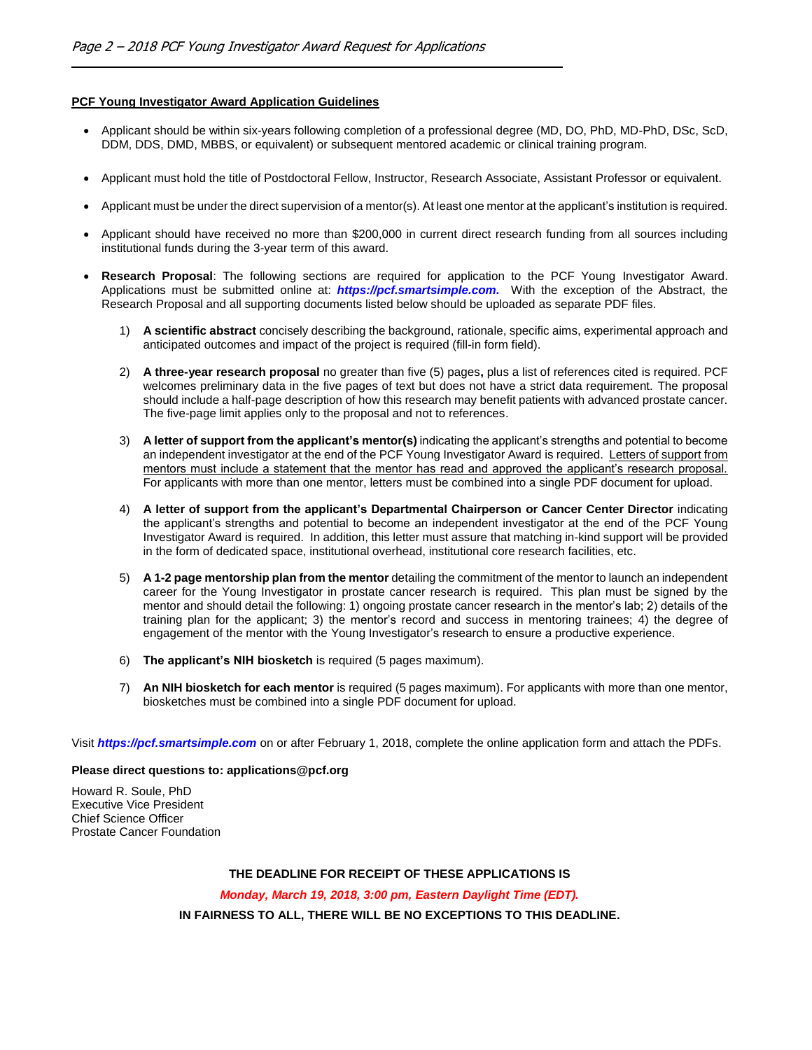**PCF Young Investigator Award Application Guidelines**

- Applicant should be within six-years following completion of a professional degree (MD, DO, PhD, MD-PhD, DSc, ScD, DDM, DDS, DMD, MBBS, or equivalent) or subsequent mentored academic or clinical training program.

- Applicant must hold the title of Postdoctoral Fellow, Instructor, Research Associate, Assistant Professor or equivalent.

- Applicant must be under the direct supervision of a mentor(s). At least one mentor at the applicant's institution is required.

- Applicant should have received no more than $200,000 in current direct research funding from all sources including institutional funds during the 3-year term of this award.

- **Research Proposal**: The following sections are required for application to the PCF Young Investigator Award. Applications must be submitted online at: ***https://pcf.smartsimple.com.*** With the exception of the Abstract, the Research Proposal and all supporting documents listed below should be uploaded as separate PDF files.

  1) **A scientific abstract** concisely describing the background, rationale, specific aims, experimental approach and anticipated outcomes and impact of the project is required (fill-in form field).

  2) **A three-year research proposal** no greater than five (5) pages**,** plus a list of references cited is required. PCF welcomes preliminary data in the five pages of text but does not have a strict data requirement. The proposal should include a half-page description of how this research may benefit patients with advanced prostate cancer. The five-page limit applies only to the proposal and not to references.

  3) **A letter of support from the applicant's mentor(s)** indicating the applicant's strengths and potential to become an independent investigator at the end of the PCF Young Investigator Award is required. <u>Letters of support from mentors must include a statement that the mentor has read and approved the applicant's research proposal.</u> For applicants with more than one mentor, letters must be combined into a single PDF document for upload.

  4) **A letter of support from the applicant's Departmental Chairperson or Cancer Center Director** indicating the applicant's strengths and potential to become an independent investigator at the end of the PCF Young Investigator Award is required. In addition, this letter must assure that matching in-kind support will be provided in the form of dedicated space, institutional overhead, institutional core research facilities, etc.

  5) **A 1-2 page mentorship plan from the mentor** detailing the commitment of the mentor to launch an independent career for the Young Investigator in prostate cancer research is required. This plan must be signed by the mentor and should detail the following: 1) ongoing prostate cancer research in the mentor's lab; 2) details of the training plan for the applicant; 3) the mentor's record and success in mentoring trainees; 4) the degree of engagement of the mentor with the Young Investigator's research to ensure a productive experience.

  6) **The applicant's NIH biosketch** is required (5 pages maximum).

  7) **An NIH biosketch for each mentor** is required (5 pages maximum). For applicants with more than one mentor, biosketches must be combined into a single PDF document for upload.

Visit ***https://pcf.smartsimple.com*** on or after February 1, 2018, complete the online application form and attach the PDFs.

**Please direct questions to: applications@pcf.org**

Howard R. Soule, PhD
Executive Vice President
Chief Science Officer
Prostate Cancer Foundation

**THE DEADLINE FOR RECEIPT OF THESE APPLICATIONS IS**

***Monday, March 19, 2018, 3:00 pm, Eastern Daylight Time (EDT).***

**IN FAIRNESS TO ALL, THERE WILL BE NO EXCEPTIONS TO THIS DEADLINE.**